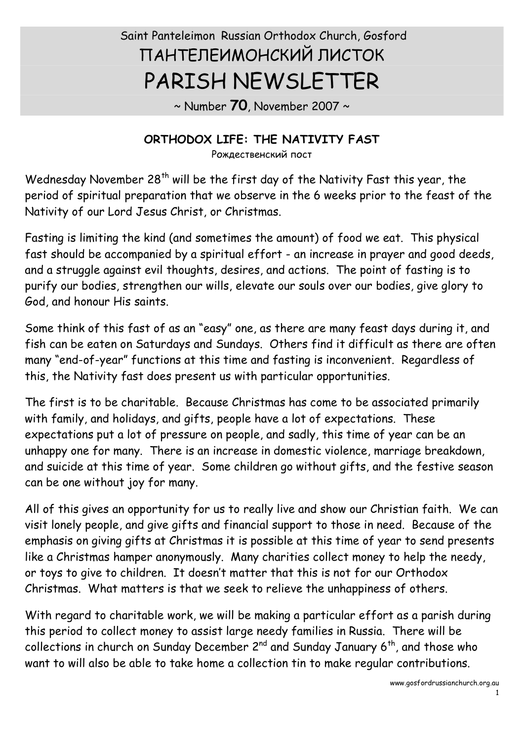Saint Panteleimon Russian Orthodox Church, Gosford

# ПАНТЕЛЕИМОНСКИЙ ЛИСТОК

# PARISH NEWSLETTER

~ Number **70**, November 2007 ~

## ORTHODOX LIFE: THE NATIVITY FAST

Рождественский пост

Wednesday November 28th will be the first day of the Nativity Fast this year, the period of spiritual preparation that we observe in the 6 weeks prior to the feast of the Nativity of our Lord Jesus Christ, or Christmas.

Fasting is limiting the kind (and sometimes the amount) of food we eat. This physical fast should be accompanied by a spiritual effort - an increase in prayer and good deeds, and a struggle against evil thoughts, desires, and actions. The point of fasting is to purify our bodies, strengthen our wills, elevate our souls over our bodies, give glory to God, and honour His saints.

Some think of this fast of as an "easy" one, as there are many feast days during it, and fish can be eaten on Saturdays and Sundays. Others find it difficult as there are often many "end-of-year" functions at this time and fasting is inconvenient. Regardless of this, the Nativity fast does present us with particular opportunities.

The first is to be charitable. Because Christmas has come to be associated primarily with family, and holidays, and gifts, people have a lot of expectations. These expectations put a lot of pressure on people, and sadly, this time of year can be an unhappy one for many. There is an increase in domestic violence, marriage breakdown, and suicide at this time of year. Some children go without gifts, and the festive season can be one without joy for many.

All of this gives an opportunity for us to really live and show our Christian faith. We can visit lonely people, and give gifts and financial support to those in need. Because of the emphasis on giving gifts at Christmas it is possible at this time of year to send presents like a Christmas hamper anonymously. Many charities collect money to help the needy, or toys to give to children. It doesn't matter that this is not for our Orthodox Christmas. What matters is that we seek to relieve the unhappiness of others.

With regard to charitable work, we will be making a particular effort as a parish during this period to collect money to assist large needy families in Russia. There will be collections in church on Sunday December 2nd and Sunday January 6th, and those who want to will also be able to take home a collection tin to make regular contributions.

www.gosfordrussianchurch.org.au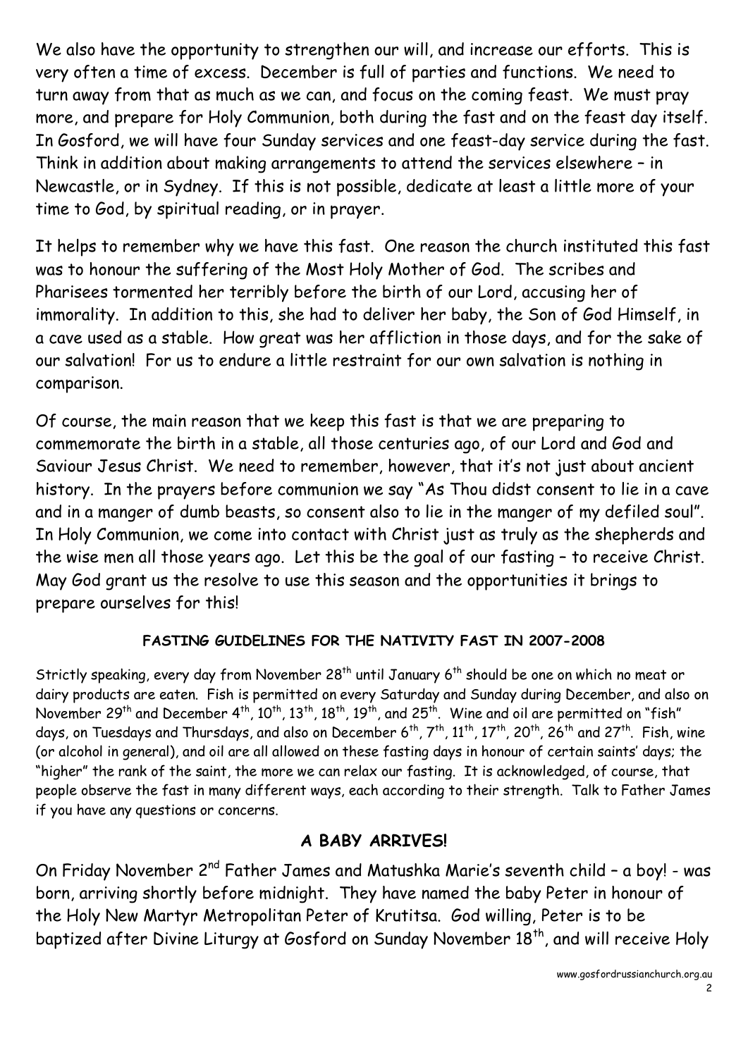We also have the opportunity to strengthen our will, and increase our efforts. This is very often a time of excess. December is full of parties and functions. We need to turn away from that as much as we can, and focus on the coming feast. We must pray more, and prepare for Holy Communion, both during the fast and on the feast day itself. In Gosford, we will have four Sunday services and one feast-day service during the fast. Think in addition about making arrangements to attend the services elsewhere – in Newcastle, or in Sydney. If this is not possible, dedicate at least a little more of your time to God, by spiritual reading, or in prayer.

It helps to remember why we have this fast. One reason the church instituted this fast was to honour the suffering of the Most Holy Mother of God. The scribes and Pharisees tormented her terribly before the birth of our Lord, accusing her of immorality. In addition to this, she had to deliver her baby, the Son of God Himself, in a cave used as a stable. How great was her affliction in those days, and for the sake of our salvation! For us to endure a little restraint for our own salvation is nothing in comparison.

Of course, the main reason that we keep this fast is that we are preparing to commemorate the birth in a stable, all those centuries ago, of our Lord and God and Saviour Jesus Christ. We need to remember, however, that it's not just about ancient history. In the prayers before communion we say "As Thou didst consent to lie in a cave and in a manger of dumb beasts, so consent also to lie in the manger of my defiled soul". In Holy Communion, we come into contact with Christ just as truly as the shepherds and the wise men all those years ago. Let this be the goal of our fasting – to receive Christ. May God grant us the resolve to use this season and the opportunities it brings to prepare ourselves for this!

#### FASTING GUIDELINES FOR THE NATIVITY FAST IN 2007-2008

Strictly speaking, every day from November 28th until January 6th should be one on which no meat or dairy products are eaten. Fish is permitted on every Saturday and Sunday during December, and also on November 29th and December 4th, 10th, 13th, 18th, 19th, and 25th. Wine and oil are permitted on "fish" days, on Tuesdays and Thursdays, and also on December 6th, 7th, 11th, 17th, 20th, 26th and 27th. Fish, wine (or alcohol in general), and oil are all allowed on these fasting days in honour of certain saints' days; the "higher" the rank of the saint, the more we can relax our fasting. It is acknowledged, of course, that people observe the fast in many different ways, each according to their strength. Talk to Father James if you have any questions or concerns.

## A BABY ARRIVES!

On Friday November 2nd Father James and Matushka Marie's seventh child – a boy! - was born, arriving shortly before midnight. They have named the baby Peter in honour of the Holy New Martyr Metropolitan Peter of Krutitsa. God willing, Peter is to be baptized after Divine Liturgy at Gosford on Sunday November 18th, and will receive Holy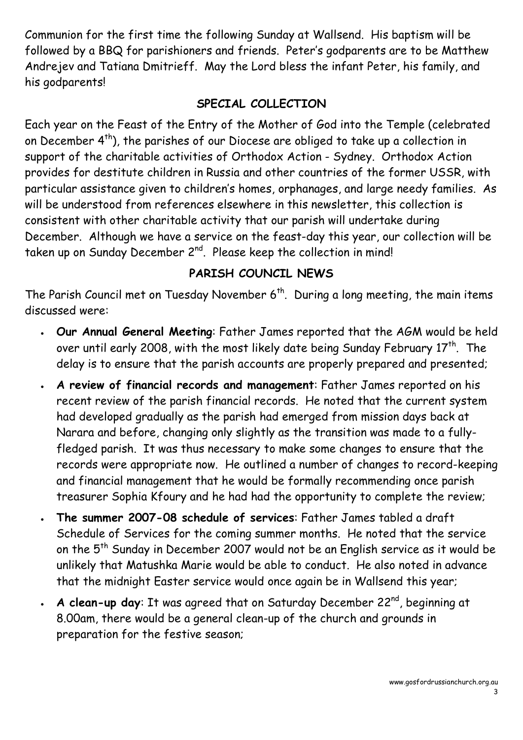Communion for the first time the following Sunday at Wallsend. His baptism will be followed by a BBQ for parishioners and friends. Peter's godparents are to be Matthew Andrejev and Tatiana Dmitrieff. May the Lord bless the infant Peter, his family, and his godparents!

## SPECIAL COLLECTION

Each year on the Feast of the Entry of the Mother of God into the Temple (celebrated on December 4th), the parishes of our Diocese are obliged to take up a collection in support of the charitable activities of Orthodox Action - Sydney. Orthodox Action provides for destitute children in Russia and other countries of the former USSR, with particular assistance given to children's homes, orphanages, and large needy families. As will be understood from references elsewhere in this newsletter, this collection is consistent with other charitable activity that our parish will undertake during December. Although we have a service on the feast-day this year, our collection will be taken up on Sunday December 2nd. Please keep the collection in mind!

## PARISH COUNCIL NEWS

The Parish Council met on Tuesday November 6th. During a long meeting, the main items discussed were:

- **Our Annual General Meeting**: Father James reported that the AGM would be held over until early 2008, with the most likely date being Sunday February 17th. The delay is to ensure that the parish accounts are properly prepared and presented;
- **A review of financial records and management**: Father James reported on his recent review of the parish financial records. He noted that the current system had developed gradually as the parish had emerged from mission days back at Narara and before, changing only slightly as the transition was made to a fully-fledged parish. It was thus necessary to make some changes to ensure that the records were appropriate now. He outlined a number of changes to record-keeping and financial management that he would be formally recommending once parish treasurer Sophia Kfoury and he had had the opportunity to complete the review;
- **The summer 2007-08 schedule of services**: Father James tabled a draft Schedule of Services for the coming summer months. He noted that the service on the 5th Sunday in December 2007 would not be an English service as it would be unlikely that Matushka Marie would be able to conduct. He also noted in advance that the midnight Easter service would once again be in Wallsend this year;
- **A clean-up day**: It was agreed that on Saturday December 22nd, beginning at 8.00am, there would be a general clean-up of the church and grounds in preparation for the festive season;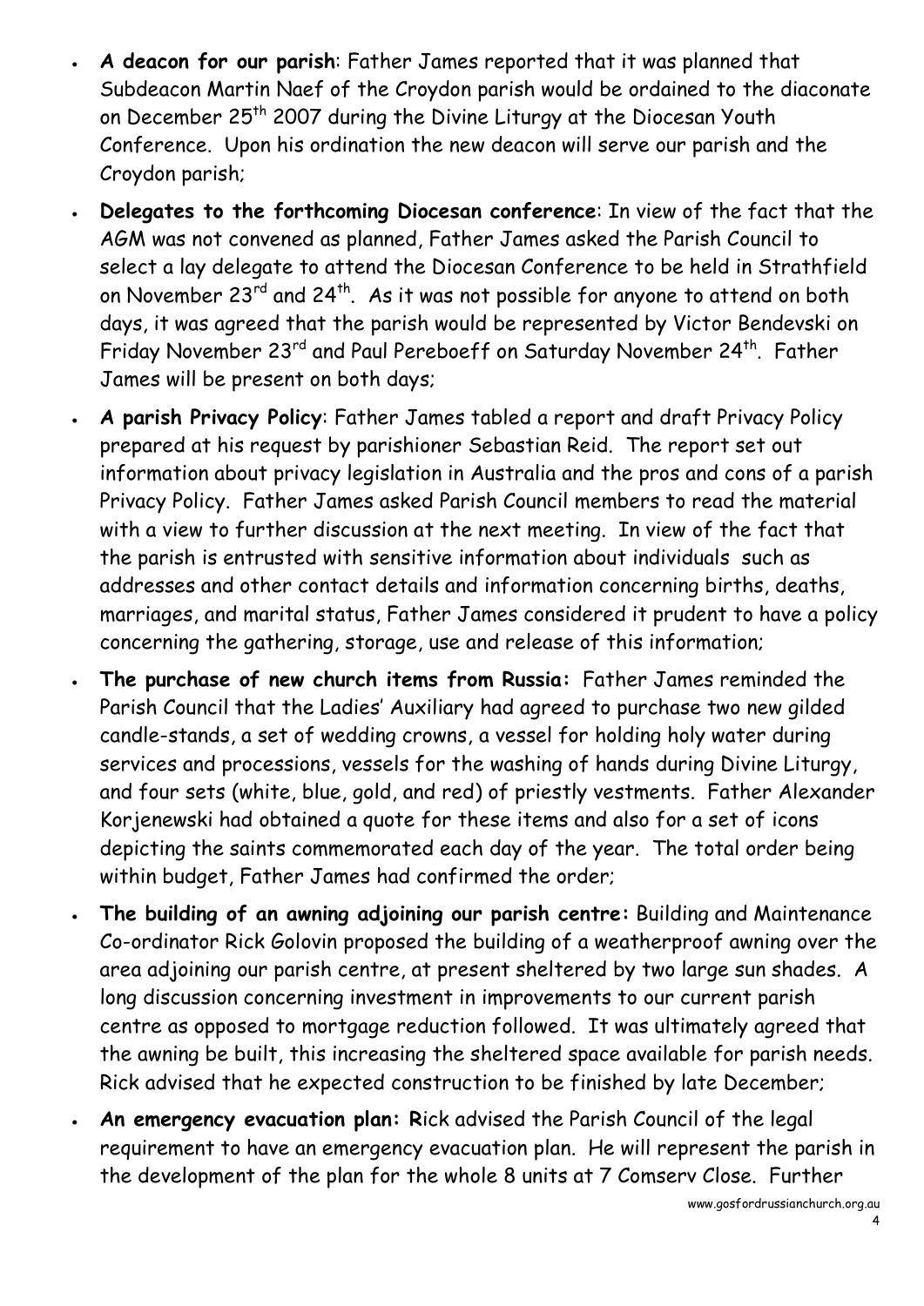- **A deacon for our parish**: Father James reported that it was planned that Subdeacon Martin Naef of the Croydon parish would be ordained to the diaconate on December 25th 2007 during the Divine Liturgy at the Diocesan Youth Conference. Upon his ordination the new deacon will serve our parish and the Croydon parish;
- **Delegates to the forthcoming Diocesan conference**: In view of the fact that the AGM was not convened as planned, Father James asked the Parish Council to select a lay delegate to attend the Diocesan Conference to be held in Strathfield on November 23rd and 24th. As it was not possible for anyone to attend on both days, it was agreed that the parish would be represented by Victor Bendevski on Friday November 23rd and Paul Pereboeff on Saturday November 24th. Father James will be present on both days;
- **A parish Privacy Policy**: Father James tabled a report and draft Privacy Policy prepared at his request by parishioner Sebastian Reid. The report set out information about privacy legislation in Australia and the pros and cons of a parish Privacy Policy. Father James asked Parish Council members to read the material with a view to further discussion at the next meeting. In view of the fact that the parish is entrusted with sensitive information about individuals such as addresses and other contact details and information concerning births, deaths, marriages, and marital status, Father James considered it prudent to have a policy concerning the gathering, storage, use and release of this information;
- **The purchase of new church items from Russia:** Father James reminded the Parish Council that the Ladies' Auxiliary had agreed to purchase two new gilded candle-stands, a set of wedding crowns, a vessel for holding holy water during services and processions, vessels for the washing of hands during Divine Liturgy, and four sets (white, blue, gold, and red) of priestly vestments. Father Alexander Korjenewski had obtained a quote for these items and also for a set of icons depicting the saints commemorated each day of the year. The total order being within budget, Father James had confirmed the order;
- **The building of an awning adjoining our parish centre:** Building and Maintenance Co-ordinator Rick Golovin proposed the building of a weatherproof awning over the area adjoining our parish centre, at present sheltered by two large sun shades. A long discussion concerning investment in improvements to our current parish centre as opposed to mortgage reduction followed. It was ultimately agreed that the awning be built, this increasing the sheltered space available for parish needs. Rick advised that he expected construction to be finished by late December;
- **An emergency evacuation plan: R**ick advised the Parish Council of the legal requirement to have an emergency evacuation plan. He will represent the parish in the development of the plan for the whole 8 units at 7 Comserv Close. Further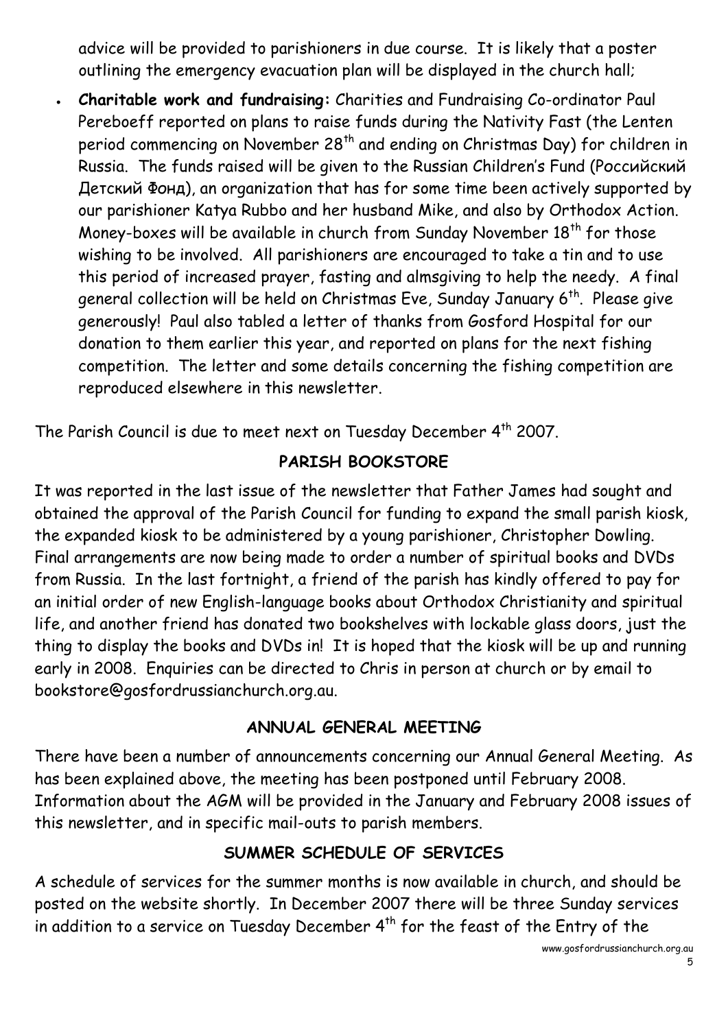advice will be provided to parishioners in due course. It is likely that a poster outlining the emergency evacuation plan will be displayed in the church hall;

- **Charitable work and fundraising:** Charities and Fundraising Co-ordinator Paul Pereboeff reported on plans to raise funds during the Nativity Fast (the Lenten period commencing on November 28th and ending on Christmas Day) for children in Russia. The funds raised will be given to the Russian Children's Fund (Российский Детский Фонд), an organization that has for some time been actively supported by our parishioner Katya Rubbo and her husband Mike, and also by Orthodox Action. Money-boxes will be available in church from Sunday November 18th for those wishing to be involved. All parishioners are encouraged to take a tin and to use this period of increased prayer, fasting and almsgiving to help the needy. A final general collection will be held on Christmas Eve, Sunday January 6th. Please give generously! Paul also tabled a letter of thanks from Gosford Hospital for our donation to them earlier this year, and reported on plans for the next fishing competition. The letter and some details concerning the fishing competition are reproduced elsewhere in this newsletter.

The Parish Council is due to meet next on Tuesday December 4th 2007.

## PARISH BOOKSTORE

It was reported in the last issue of the newsletter that Father James had sought and obtained the approval of the Parish Council for funding to expand the small parish kiosk, the expanded kiosk to be administered by a young parishioner, Christopher Dowling. Final arrangements are now being made to order a number of spiritual books and DVDs from Russia. In the last fortnight, a friend of the parish has kindly offered to pay for an initial order of new English-language books about Orthodox Christianity and spiritual life, and another friend has donated two bookshelves with lockable glass doors, just the thing to display the books and DVDs in! It is hoped that the kiosk will be up and running early in 2008. Enquiries can be directed to Chris in person at church or by email to bookstore@gosfordrussianchurch.org.au.

## ANNUAL GENERAL MEETING

There have been a number of announcements concerning our Annual General Meeting. As has been explained above, the meeting has been postponed until February 2008. Information about the AGM will be provided in the January and February 2008 issues of this newsletter, and in specific mail-outs to parish members.

## SUMMER SCHEDULE OF SERVICES

A schedule of services for the summer months is now available in church, and should be posted on the website shortly. In December 2007 there will be three Sunday services in addition to a service on Tuesday December 4th for the feast of the Entry of the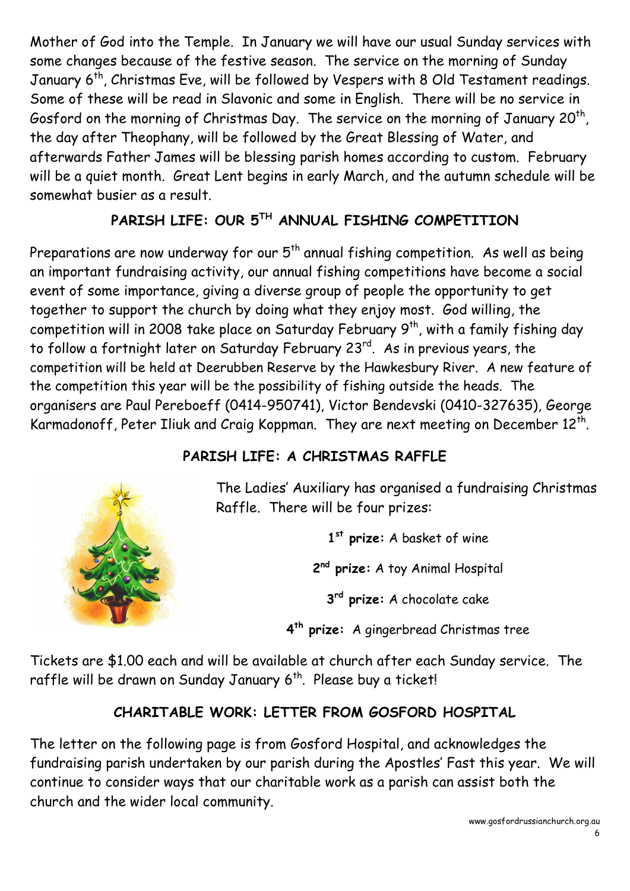Mother of God into the Temple. In January we will have our usual Sunday services with some changes because of the festive season. The service on the morning of Sunday January 6th, Christmas Eve, will be followed by Vespers with 8 Old Testament readings. Some of these will be read in Slavonic and some in English. There will be no service in Gosford on the morning of Christmas Day. The service on the morning of January 20th, the day after Theophany, will be followed by the Great Blessing of Water, and afterwards Father James will be blessing parish homes according to custom. February will be a quiet month. Great Lent begins in early March, and the autumn schedule will be somewhat busier as a result.

## PARISH LIFE: OUR 5TH ANNUAL FISHING COMPETITION

Preparations are now underway for our 5th annual fishing competition. As well as being an important fundraising activity, our annual fishing competitions have become a social event of some importance, giving a diverse group of people the opportunity to get together to support the church by doing what they enjoy most. God willing, the competition will in 2008 take place on Saturday February 9th, with a family fishing day to follow a fortnight later on Saturday February 23rd. As in previous years, the competition will be held at Deerubben Reserve by the Hawkesbury River. A new feature of the competition this year will be the possibility of fishing outside the heads. The organisers are Paul Pereboeff (0414-950741), Victor Bendevski (0410-327635), George Karmadonoff, Peter Iliuk and Craig Koppman. They are next meeting on December 12th.

## PARISH LIFE: A CHRISTMAS RAFFLE

The Ladies' Auxiliary has organised a fundraising Christmas Raffle. There will be four prizes:

**1st prize:** A basket of wine

**2nd prize:** A toy Animal Hospital

**3rd prize:** A chocolate cake

**4th prize:** A gingerbread Christmas tree

Tickets are $1.00 each and will be available at church after each Sunday service. The raffle will be drawn on Sunday January 6th. Please buy a ticket!

## CHARITABLE WORK: LETTER FROM GOSFORD HOSPITAL

The letter on the following page is from Gosford Hospital, and acknowledges the fundraising parish undertaken by our parish during the Apostles' Fast this year. We will continue to consider ways that our charitable work as a parish can assist both the church and the wider local community.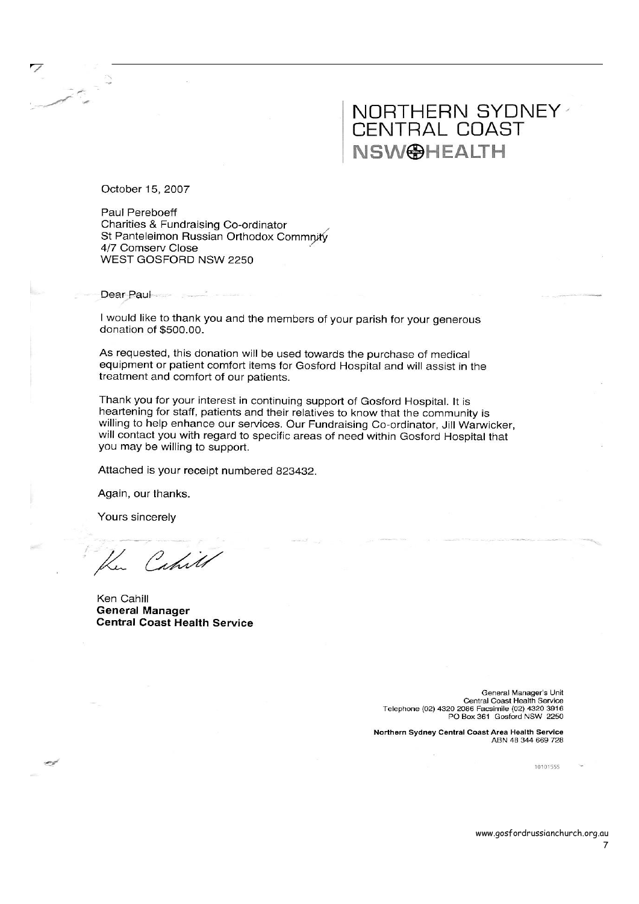NORTHERN SYDNEY
CENTRAL COAST
NSW HEALTH

October 15, 2007

Paul Pereboeff
Charities & Fundraising Co-ordinator
St Panteleimon Russian Orthodox Commnity
4/7 Comserv Close
WEST GOSFORD NSW 2250

Dear Paul

I would like to thank you and the members of your parish for your generous donation of $500.00.

As requested, this donation will be used towards the purchase of medical equipment or patient comfort items for Gosford Hospital and will assist in the treatment and comfort of our patients.

Thank you for your interest in continuing support of Gosford Hospital. It is heartening for staff, patients and their relatives to know that the community is willing to help enhance our services. Our Fundraising Co-ordinator, Jill Warwicker, will contact you with regard to specific areas of need within Gosford Hospital that you may be willing to support.

Attached is your receipt numbered 823432.

Again, our thanks.

Yours sincerely

Ken Cahill

Ken Cahill
**General Manager**
**Central Coast Health Service**

General Manager's Unit
Central Coast Health Service
Telephone (02) 4320 2086 Facsimile (02) 4320 3916
PO Box 361 Gosford NSW 2250

**Northern Sydney Central Coast Area Health Service**
ABN 48 344 669 728

10101555

www.gosfordrussianchurch.org.au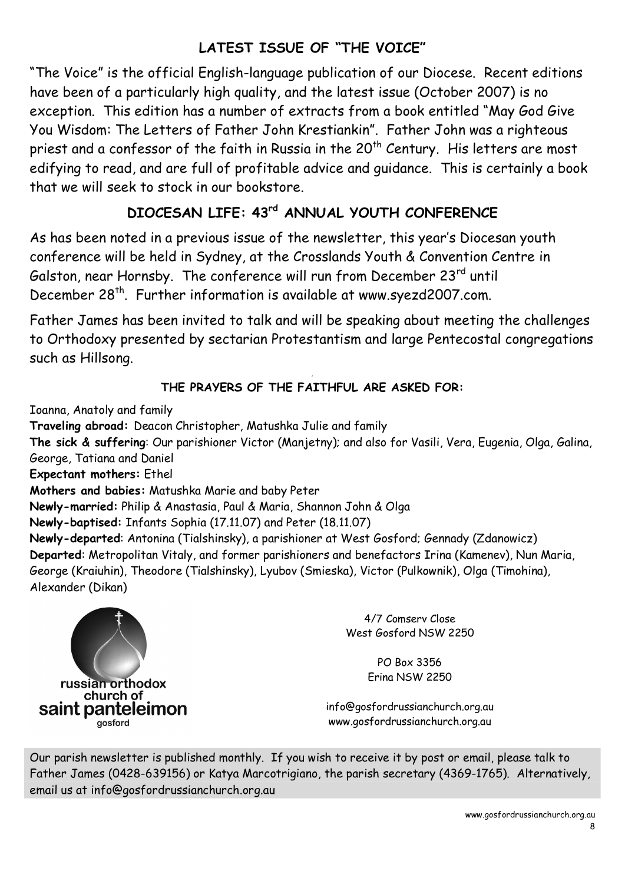## LATEST ISSUE OF "THE VOICE"

"The Voice" is the official English-language publication of our Diocese. Recent editions have been of a particularly high quality, and the latest issue (October 2007) is no exception. This edition has a number of extracts from a book entitled "May God Give You Wisdom: The Letters of Father John Krestiankin". Father John was a righteous priest and a confessor of the faith in Russia in the 20th Century. His letters are most edifying to read, and are full of profitable advice and guidance. This is certainly a book that we will seek to stock in our bookstore.

## DIOCESAN LIFE: 43rd ANNUAL YOUTH CONFERENCE

As has been noted in a previous issue of the newsletter, this year's Diocesan youth conference will be held in Sydney, at the Crosslands Youth & Convention Centre in Galston, near Hornsby. The conference will run from December 23rd until December 28th. Further information is available at www.syezd2007.com.

Father James has been invited to talk and will be speaking about meeting the challenges to Orthodoxy presented by sectarian Protestantism and large Pentecostal congregations such as Hillsong.

### THE PRAYERS OF THE FAITHFUL ARE ASKED FOR:

Ioanna, Anatoly and family
**Traveling abroad:** Deacon Christopher, Matushka Julie and family
**The sick & suffering**: Our parishioner Victor (Manjetny); and also for Vasili, Vera, Eugenia, Olga, Galina, George, Tatiana and Daniel
**Expectant mothers:** Ethel
**Mothers and babies:** Matushka Marie and baby Peter
**Newly-married:** Philip & Anastasia, Paul & Maria, Shannon John & Olga
**Newly-baptised:** Infants Sophia (17.11.07) and Peter (18.11.07)
**Newly-departed**: Antonina (Tialshinsky), a parishioner at West Gosford; Gennady (Zdanowicz)
**Departed**: Metropolitan Vitaly, and former parishioners and benefactors Irina (Kamenev), Nun Maria, George (Kraiuhin), Theodore (Tialshinsky), Lyubov (Smieska), Victor (Pulkownik), Olga (Timohina), Alexander (Dikan)

russian orthodox church of saint panteleimon gosford

4/7 Comserv Close
West Gosford NSW 2250

PO Box 3356
Erina NSW 2250

info@gosfordrussianchurch.org.au
www.gosfordrussianchurch.org.au

Our parish newsletter is published monthly. If you wish to receive it by post or email, please talk to Father James (0428-639156) or Katya Marcotrigiano, the parish secretary (4369-1765). Alternatively, email us at info@gosfordrussianchurch.org.au